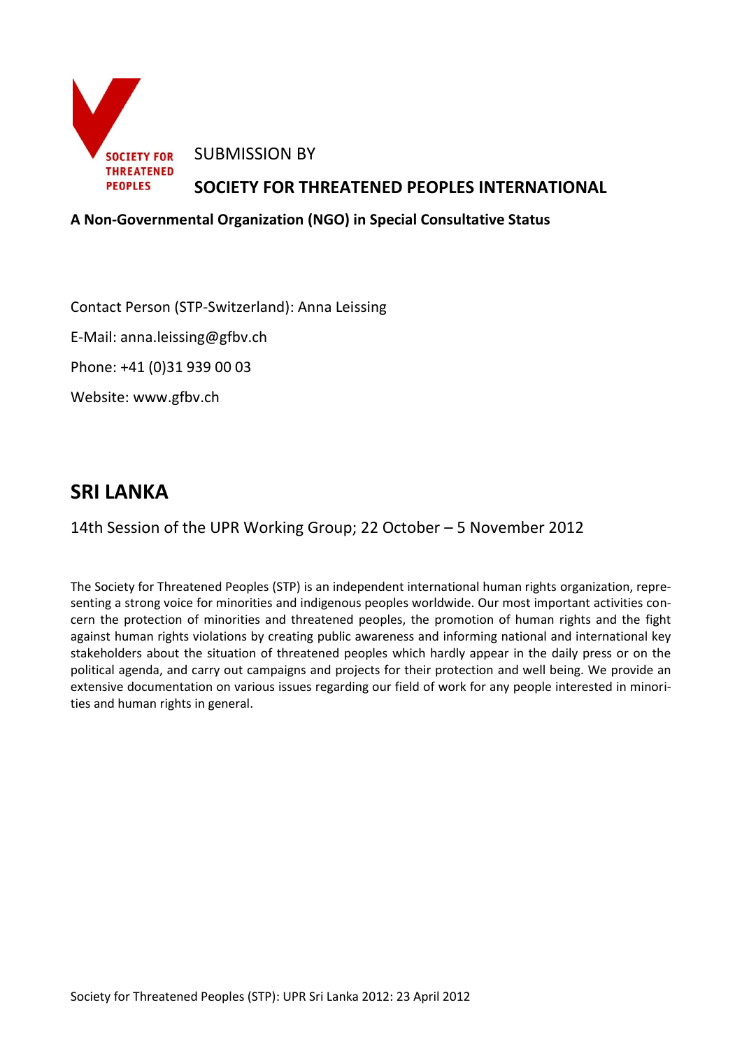SOCIETY FOR THREATENED PEOPLES

SUBMISSION BY

**SOCIETY FOR THREATENED PEOPLES INTERNATIONAL**

**A Non-Governmental Organization (NGO) in Special Consultative Status**

Contact Person (STP-Switzerland): Anna Leissing

E-Mail: anna.leissing@gfbv.ch

Phone: +41 (0)31 939 00 03

Website: www.gfbv.ch

# SRI LANKA

14th Session of the UPR Working Group; 22 October – 5 November 2012

The Society for Threatened Peoples (STP) is an independent international human rights organization, representing a strong voice for minorities and indigenous peoples worldwide. Our most important activities concern the protection of minorities and threatened peoples, the promotion of human rights and the fight against human rights violations by creating public awareness and informing national and international key stakeholders about the situation of threatened peoples which hardly appear in the daily press or on the political agenda, and carry out campaigns and projects for their protection and well being. We provide an extensive documentation on various issues regarding our field of work for any people interested in minorities and human rights in general.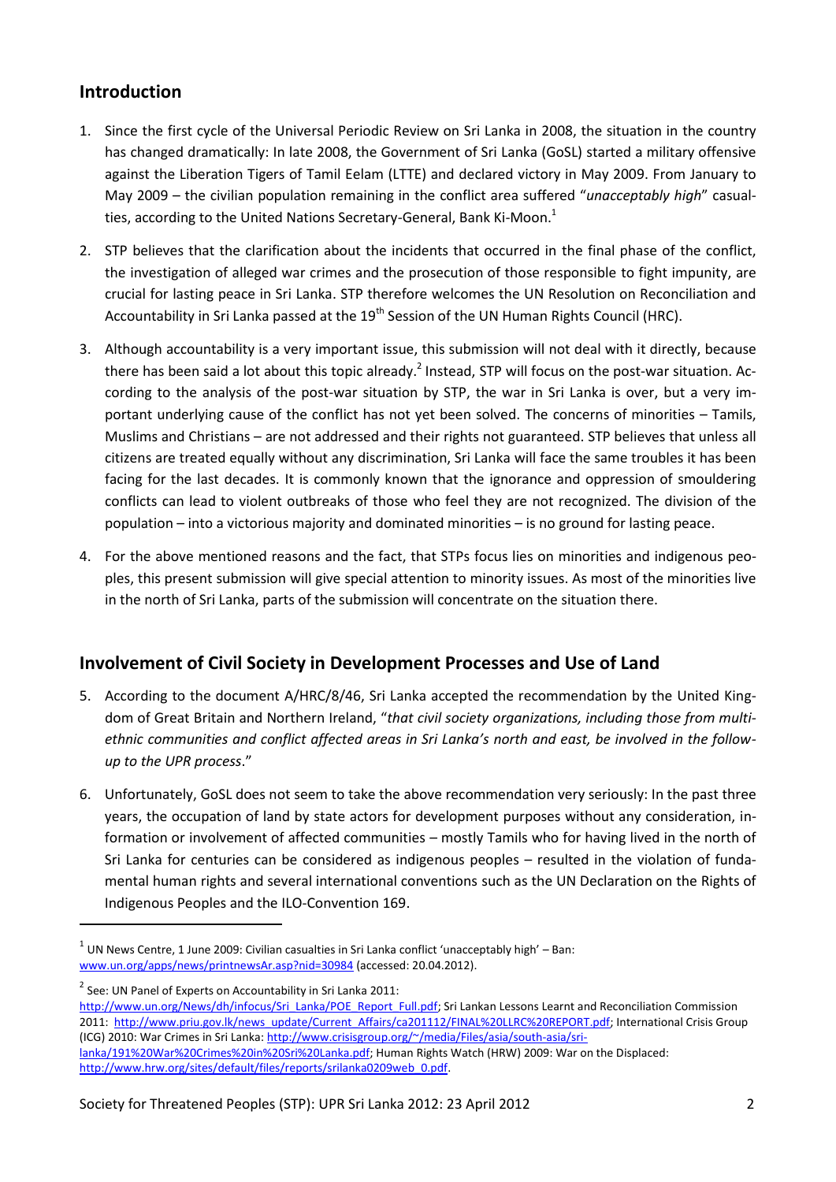## Introduction

1. Since the first cycle of the Universal Periodic Review on Sri Lanka in 2008, the situation in the country has changed dramatically: In late 2008, the Government of Sri Lanka (GoSL) started a military offensive against the Liberation Tigers of Tamil Eelam (LTTE) and declared victory in May 2009. From January to May 2009 – the civilian population remaining in the conflict area suffered "*unacceptably high*" casualties, according to the United Nations Secretary-General, Bank Ki-Moon.[1]

2. STP believes that the clarification about the incidents that occurred in the final phase of the conflict, the investigation of alleged war crimes and the prosecution of those responsible to fight impunity, are crucial for lasting peace in Sri Lanka. STP therefore welcomes the UN Resolution on Reconciliation and Accountability in Sri Lanka passed at the 19th Session of the UN Human Rights Council (HRC).

3. Although accountability is a very important issue, this submission will not deal with it directly, because there has been said a lot about this topic already.[2] Instead, STP will focus on the post-war situation. According to the analysis of the post-war situation by STP, the war in Sri Lanka is over, but a very important underlying cause of the conflict has not yet been solved. The concerns of minorities – Tamils, Muslims and Christians – are not addressed and their rights not guaranteed. STP believes that unless all citizens are treated equally without any discrimination, Sri Lanka will face the same troubles it has been facing for the last decades. It is commonly known that the ignorance and oppression of smouldering conflicts can lead to violent outbreaks of those who feel they are not recognized. The division of the population – into a victorious majority and dominated minorities – is no ground for lasting peace.

4. For the above mentioned reasons and the fact, that STPs focus lies on minorities and indigenous peoples, this present submission will give special attention to minority issues. As most of the minorities live in the north of Sri Lanka, parts of the submission will concentrate on the situation there.

## Involvement of Civil Society in Development Processes and Use of Land

5. According to the document A/HRC/8/46, Sri Lanka accepted the recommendation by the United Kingdom of Great Britain and Northern Ireland, "*that civil society organizations, including those from multi-ethnic communities and conflict affected areas in Sri Lanka's north and east, be involved in the follow-up to the UPR process*."

6. Unfortunately, GoSL does not seem to take the above recommendation very seriously: In the past three years, the occupation of land by state actors for development purposes without any consideration, information or involvement of affected communities – mostly Tamils who for having lived in the north of Sri Lanka for centuries can be considered as indigenous peoples – resulted in the violation of fundamental human rights and several international conventions such as the UN Declaration on the Rights of Indigenous Peoples and the ILO-Convention 169.

---

[1] UN News Centre, 1 June 2009: Civilian casualties in Sri Lanka conflict 'unacceptably high' – Ban: www.un.org/apps/news/printnewsAr.asp?nid=30984 (accessed: 20.04.2012).

[2] See: UN Panel of Experts on Accountability in Sri Lanka 2011: http://www.un.org/News/dh/infocus/Sri_Lanka/POE_Report_Full.pdf; Sri Lankan Lessons Learnt and Reconciliation Commission 2011: http://www.priu.gov.lk/news_update/Current_Affairs/ca201112/FINAL%20LLRC%20REPORT.pdf; International Crisis Group (ICG) 2010: War Crimes in Sri Lanka: http://www.crisisgroup.org/~/media/Files/asia/south-asia/sri-lanka/191%20War%20Crimes%20in%20Sri%20Lanka.pdf; Human Rights Watch (HRW) 2009: War on the Displaced: http://www.hrw.org/sites/default/files/reports/srilanka0209web_0.pdf.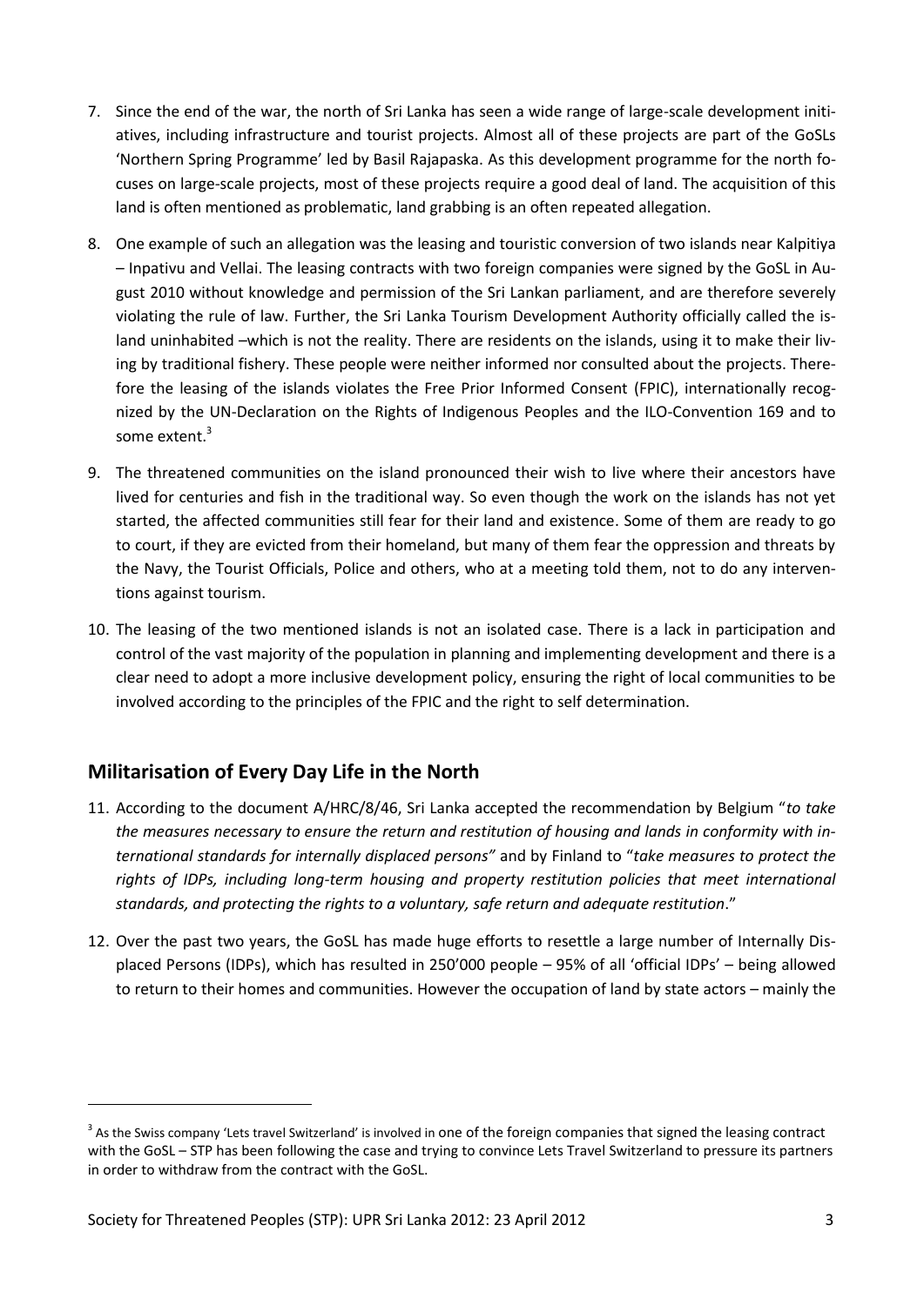7. Since the end of the war, the north of Sri Lanka has seen a wide range of large-scale development initiatives, including infrastructure and tourist projects. Almost all of these projects are part of the GoSLs 'Northern Spring Programme' led by Basil Rajapaska. As this development programme for the north focuses on large-scale projects, most of these projects require a good deal of land. The acquisition of this land is often mentioned as problematic, land grabbing is an often repeated allegation.

8. One example of such an allegation was the leasing and touristic conversion of two islands near Kalpitiya – Inpativu and Vellai. The leasing contracts with two foreign companies were signed by the GoSL in August 2010 without knowledge and permission of the Sri Lankan parliament, and are therefore severely violating the rule of law. Further, the Sri Lanka Tourism Development Authority officially called the island uninhabited –which is not the reality. There are residents on the islands, using it to make their living by traditional fishery. These people were neither informed nor consulted about the projects. Therefore the leasing of the islands violates the Free Prior Informed Consent (FPIC), internationally recognized by the UN-Declaration on the Rights of Indigenous Peoples and the ILO-Convention 169 and to some extent.[3]

9. The threatened communities on the island pronounced their wish to live where their ancestors have lived for centuries and fish in the traditional way. So even though the work on the islands has not yet started, the affected communities still fear for their land and existence. Some of them are ready to go to court, if they are evicted from their homeland, but many of them fear the oppression and threats by the Navy, the Tourist Officials, Police and others, who at a meeting told them, not to do any interventions against tourism.

10. The leasing of the two mentioned islands is not an isolated case. There is a lack in participation and control of the vast majority of the population in planning and implementing development and there is a clear need to adopt a more inclusive development policy, ensuring the right of local communities to be involved according to the principles of the FPIC and the right to self determination.

## Militarisation of Every Day Life in the North

11. According to the document A/HRC/8/46, Sri Lanka accepted the recommendation by Belgium "*to take the measures necessary to ensure the return and restitution of housing and lands in conformity with international standards for internally displaced persons"* and by Finland to "*take measures to protect the rights of IDPs, including long-term housing and property restitution policies that meet international standards, and protecting the rights to a voluntary, safe return and adequate restitution*."

12. Over the past two years, the GoSL has made huge efforts to resettle a large number of Internally Displaced Persons (IDPs), which has resulted in 250'000 people – 95% of all 'official IDPs' – being allowed to return to their homes and communities. However the occupation of land by state actors – mainly the

---

[3] As the Swiss company 'Lets travel Switzerland' is involved in one of the foreign companies that signed the leasing contract with the GoSL – STP has been following the case and trying to convince Lets Travel Switzerland to pressure its partners in order to withdraw from the contract with the GoSL.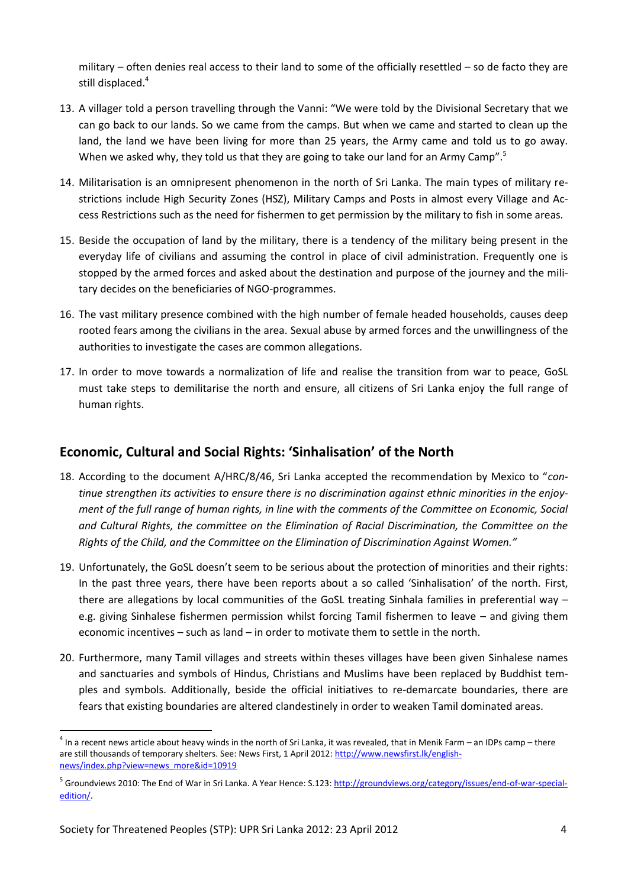military – often denies real access to their land to some of the officially resettled – so de facto they are still displaced.[4]

13. A villager told a person travelling through the Vanni: "We were told by the Divisional Secretary that we can go back to our lands. So we came from the camps. But when we came and started to clean up the land, the land we have been living for more than 25 years, the Army came and told us to go away. When we asked why, they told us that they are going to take our land for an Army Camp".[5]

14. Militarisation is an omnipresent phenomenon in the north of Sri Lanka. The main types of military restrictions include High Security Zones (HSZ), Military Camps and Posts in almost every Village and Access Restrictions such as the need for fishermen to get permission by the military to fish in some areas.

15. Beside the occupation of land by the military, there is a tendency of the military being present in the everyday life of civilians and assuming the control in place of civil administration. Frequently one is stopped by the armed forces and asked about the destination and purpose of the journey and the military decides on the beneficiaries of NGO-programmes.

16. The vast military presence combined with the high number of female headed households, causes deep rooted fears among the civilians in the area. Sexual abuse by armed forces and the unwillingness of the authorities to investigate the cases are common allegations.

17. In order to move towards a normalization of life and realise the transition from war to peace, GoSL must take steps to demilitarise the north and ensure, all citizens of Sri Lanka enjoy the full range of human rights.

## Economic, Cultural and Social Rights: 'Sinhalisation' of the North

18. According to the document A/HRC/8/46, Sri Lanka accepted the recommendation by Mexico to "*continue strengthen its activities to ensure there is no discrimination against ethnic minorities in the enjoyment of the full range of human rights, in line with the comments of the Committee on Economic, Social and Cultural Rights, the committee on the Elimination of Racial Discrimination, the Committee on the Rights of the Child, and the Committee on the Elimination of Discrimination Against Women."*

19. Unfortunately, the GoSL doesn't seem to be serious about the protection of minorities and their rights: In the past three years, there have been reports about a so called 'Sinhalisation' of the north. First, there are allegations by local communities of the GoSL treating Sinhala families in preferential way – e.g. giving Sinhalese fishermen permission whilst forcing Tamil fishermen to leave – and giving them economic incentives – such as land – in order to motivate them to settle in the north.

20. Furthermore, many Tamil villages and streets within theses villages have been given Sinhalese names and sanctuaries and symbols of Hindus, Christians and Muslims have been replaced by Buddhist temples and symbols. Additionally, beside the official initiatives to re-demarcate boundaries, there are fears that existing boundaries are altered clandestinely in order to weaken Tamil dominated areas.

---

[4] In a recent news article about heavy winds in the north of Sri Lanka, it was revealed, that in Menik Farm – an IDPs camp – there are still thousands of temporary shelters. See: News First, 1 April 2012: http://www.newsfirst.lk/english-news/index.php?view=news_more&id=10919

[5] Groundviews 2010: The End of War in Sri Lanka. A Year Hence: S.123: http://groundviews.org/category/issues/end-of-war-special-edition/.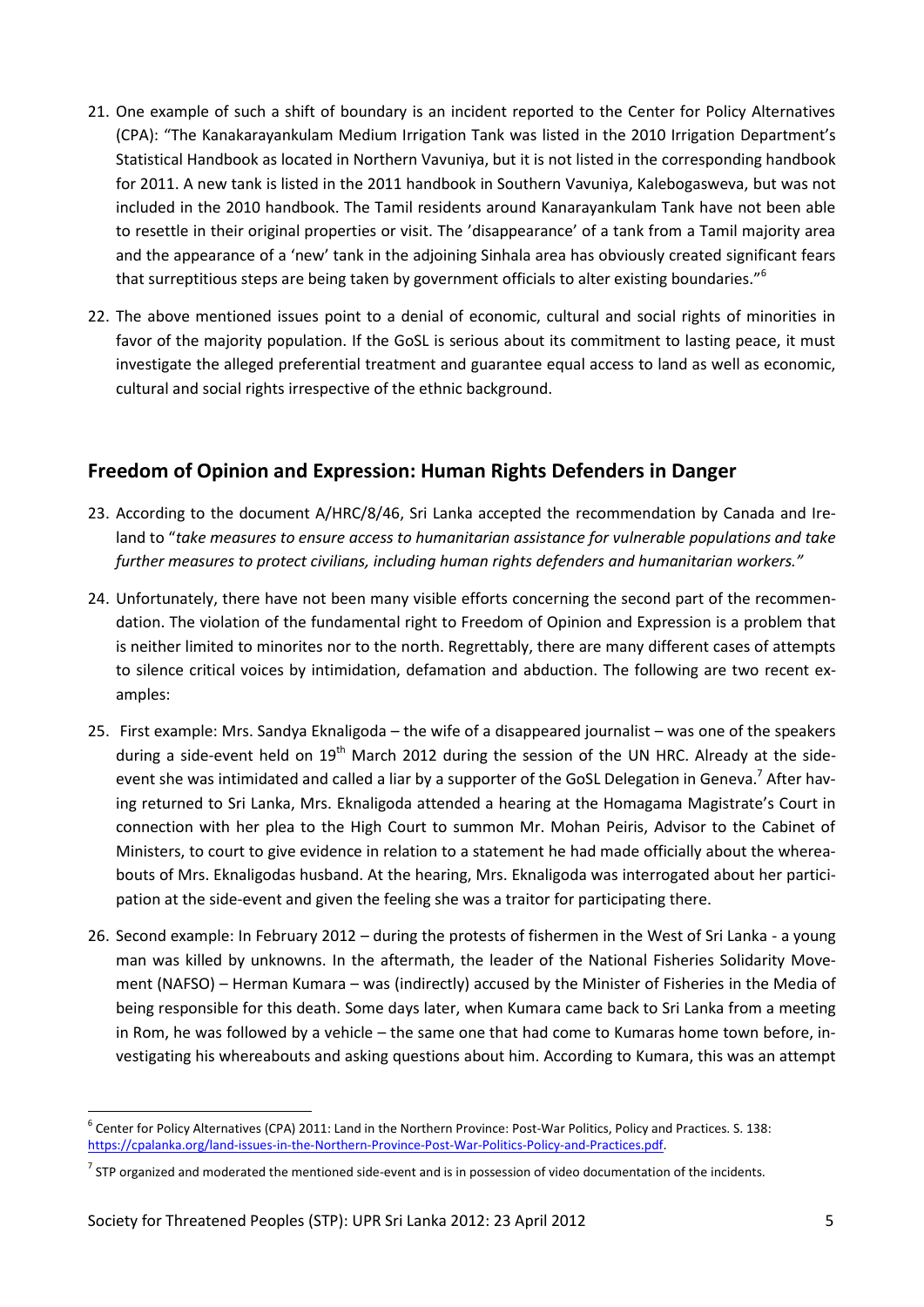21. One example of such a shift of boundary is an incident reported to the Center for Policy Alternatives (CPA): "The Kanakarayankulam Medium Irrigation Tank was listed in the 2010 Irrigation Department's Statistical Handbook as located in Northern Vavuniya, but it is not listed in the corresponding handbook for 2011. A new tank is listed in the 2011 handbook in Southern Vavuniya, Kalebogasweva, but was not included in the 2010 handbook. The Tamil residents around Kanarayankulam Tank have not been able to resettle in their original properties or visit. The 'disappearance' of a tank from a Tamil majority area and the appearance of a 'new' tank in the adjoining Sinhala area has obviously created significant fears that surreptitious steps are being taken by government officials to alter existing boundaries."[6]

22. The above mentioned issues point to a denial of economic, cultural and social rights of minorities in favor of the majority population. If the GoSL is serious about its commitment to lasting peace, it must investigate the alleged preferential treatment and guarantee equal access to land as well as economic, cultural and social rights irrespective of the ethnic background.

## Freedom of Opinion and Expression: Human Rights Defenders in Danger

23. According to the document A/HRC/8/46, Sri Lanka accepted the recommendation by Canada and Ireland to "*take measures to ensure access to humanitarian assistance for vulnerable populations and take further measures to protect civilians, including human rights defenders and humanitarian workers."*

24. Unfortunately, there have not been many visible efforts concerning the second part of the recommendation. The violation of the fundamental right to Freedom of Opinion and Expression is a problem that is neither limited to minorites nor to the north. Regrettably, there are many different cases of attempts to silence critical voices by intimidation, defamation and abduction. The following are two recent examples:

25. First example: Mrs. Sandya Eknaligoda – the wife of a disappeared journalist – was one of the speakers during a side-event held on 19th March 2012 during the session of the UN HRC. Already at the side-event she was intimidated and called a liar by a supporter of the GoSL Delegation in Geneva.[7] After having returned to Sri Lanka, Mrs. Eknaligoda attended a hearing at the Homagama Magistrate's Court in connection with her plea to the High Court to summon Mr. Mohan Peiris, Advisor to the Cabinet of Ministers, to court to give evidence in relation to a statement he had made officially about the whereabouts of Mrs. Eknaligodas husband. At the hearing, Mrs. Eknaligoda was interrogated about her participation at the side-event and given the feeling she was a traitor for participating there.

26. Second example: In February 2012 – during the protests of fishermen in the West of Sri Lanka - a young man was killed by unknowns. In the aftermath, the leader of the National Fisheries Solidarity Movement (NAFSO) – Herman Kumara – was (indirectly) accused by the Minister of Fisheries in the Media of being responsible for this death. Some days later, when Kumara came back to Sri Lanka from a meeting in Rom, he was followed by a vehicle – the same one that had come to Kumaras home town before, investigating his whereabouts and asking questions about him. According to Kumara, this was an attempt

---

[6] Center for Policy Alternatives (CPA) 2011: Land in the Northern Province: Post-War Politics, Policy and Practices. S. 138: https://cpalanka.org/land-issues-in-the-Northern-Province-Post-War-Politics-Policy-and-Practices.pdf.

[7] STP organized and moderated the mentioned side-event and is in possession of video documentation of the incidents.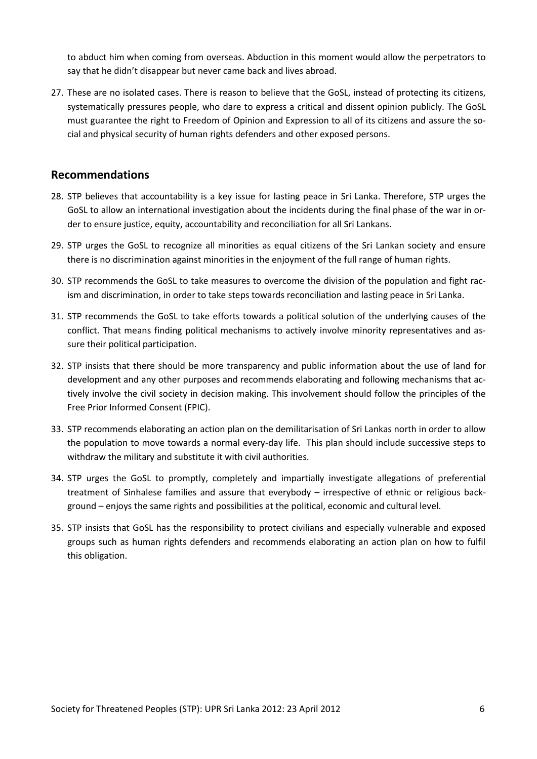to abduct him when coming from overseas. Abduction in this moment would allow the perpetrators to say that he didn't disappear but never came back and lives abroad.

27. These are no isolated cases. There is reason to believe that the GoSL, instead of protecting its citizens, systematically pressures people, who dare to express a critical and dissent opinion publicly. The GoSL must guarantee the right to Freedom of Opinion and Expression to all of its citizens and assure the social and physical security of human rights defenders and other exposed persons.

## Recommendations

28. STP believes that accountability is a key issue for lasting peace in Sri Lanka. Therefore, STP urges the GoSL to allow an international investigation about the incidents during the final phase of the war in order to ensure justice, equity, accountability and reconciliation for all Sri Lankans.

29. STP urges the GoSL to recognize all minorities as equal citizens of the Sri Lankan society and ensure there is no discrimination against minorities in the enjoyment of the full range of human rights.

30. STP recommends the GoSL to take measures to overcome the division of the population and fight racism and discrimination, in order to take steps towards reconciliation and lasting peace in Sri Lanka.

31. STP recommends the GoSL to take efforts towards a political solution of the underlying causes of the conflict. That means finding political mechanisms to actively involve minority representatives and assure their political participation.

32. STP insists that there should be more transparency and public information about the use of land for development and any other purposes and recommends elaborating and following mechanisms that actively involve the civil society in decision making. This involvement should follow the principles of the Free Prior Informed Consent (FPIC).

33. STP recommends elaborating an action plan on the demilitarisation of Sri Lankas north in order to allow the population to move towards a normal every-day life. This plan should include successive steps to withdraw the military and substitute it with civil authorities.

34. STP urges the GoSL to promptly, completely and impartially investigate allegations of preferential treatment of Sinhalese families and assure that everybody – irrespective of ethnic or religious background – enjoys the same rights and possibilities at the political, economic and cultural level.

35. STP insists that GoSL has the responsibility to protect civilians and especially vulnerable and exposed groups such as human rights defenders and recommends elaborating an action plan on how to fulfil this obligation.